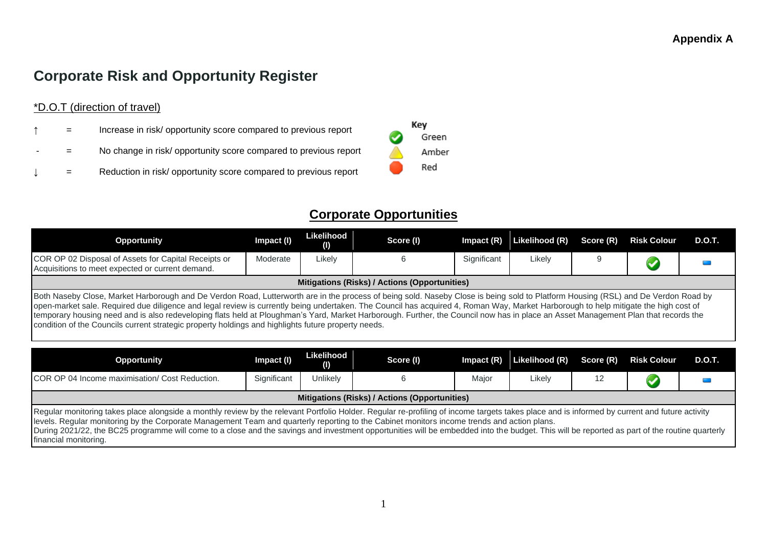**Appendix A**

# Corporate Risk and Opportunity Register

*D.O.T (direction of travel)

↑ = Increase in risk/ opportunity score compared to previous report

\- = No change in risk/ opportunity score compared to previous report

↓ = Reduction in risk/ opportunity score compared to previous report

Key
- Green
- Amber
- Red

## Corporate Opportunities

| Opportunity | Impact (I) | Likelihood (I) | Score (I) | Impact (R) | Likelihood (R) | Score (R) | Risk Colour | D.O.T. |
|---|---|---|---|---|---|---|---|---|
| COR OP 02 Disposal of Assets for Capital Receipts or Acquisitions to meet expected or current demand. | Moderate | Likely | 6 | Significant | Likely | 9 | Green | - |

**Mitigations (Risks) / Actions (Opportunities)**

Both Naseby Close, Market Harborough and De Verdon Road, Lutterworth are in the process of being sold. Naseby Close is being sold to Platform Housing (RSL) and De Verdon Road by open-market sale. Required due diligence and legal review is currently being undertaken. The Council has acquired 4, Roman Way, Market Harborough to help mitigate the high cost of temporary housing need and is also redeveloping flats held at Ploughman's Yard, Market Harborough. Further, the Council now has in place an Asset Management Plan that records the condition of the Councils current strategic property holdings and highlights future property needs.

| Opportunity | Impact (I) | Likelihood (I) | Score (I) | Impact (R) | Likelihood (R) | Score (R) | Risk Colour | D.O.T. |
|---|---|---|---|---|---|---|---|---|
| COR OP 04 Income maximisation/ Cost Reduction. | Significant | Unlikely | 6 | Major | Likely | 12 | Green | - |

**Mitigations (Risks) / Actions (Opportunities)**

Regular monitoring takes place alongside a monthly review by the relevant Portfolio Holder. Regular re-profiling of income targets takes place and is informed by current and future activity levels. Regular monitoring by the Corporate Management Team and quarterly reporting to the Cabinet monitors income trends and action plans.
During 2021/22, the BC25 programme will come to a close and the savings and investment opportunities will be embedded into the budget. This will be reported as part of the routine quarterly financial monitoring.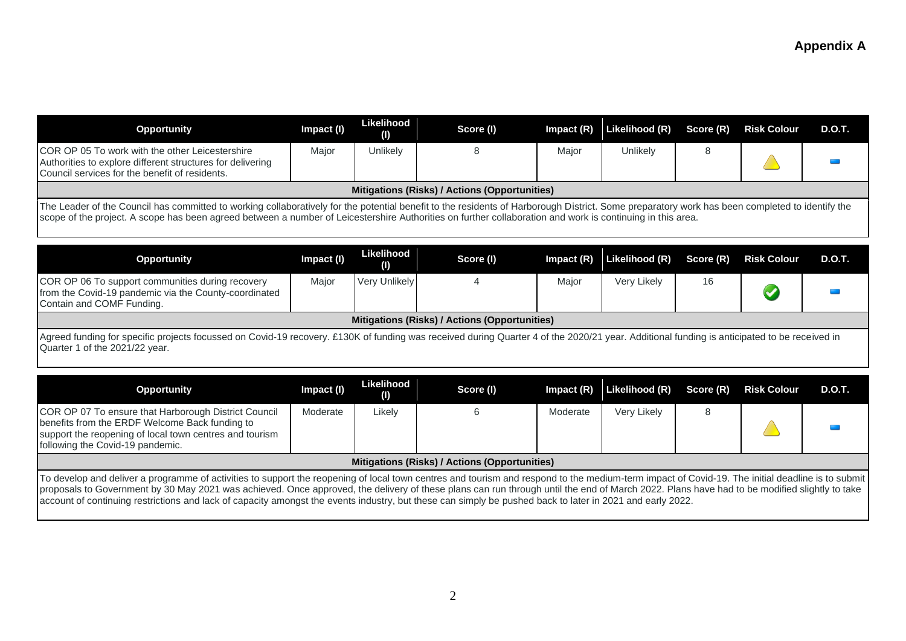**Appendix A**

| Opportunity | Impact (I) | Likelihood (I) | Score (I) | Impact (R) | Likelihood (R) | Score (R) | Risk Colour | D.O.T. |
|---|---|---|---|---|---|---|---|---|
| COR OP 05 To work with the other Leicestershire Authorities to explore different structures for delivering Council services for the benefit of residents. | Major | Unlikely | 8 | Major | Unlikely | 8 | | |

**Mitigations (Risks) / Actions (Opportunities)**

The Leader of the Council has committed to working collaboratively for the potential benefit to the residents of Harborough District. Some preparatory work has been completed to identify the scope of the project. A scope has been agreed between a number of Leicestershire Authorities on further collaboration and work is continuing in this area.

| Opportunity | Impact (I) | Likelihood (I) | Score (I) | Impact (R) | Likelihood (R) | Score (R) | Risk Colour | D.O.T. |
|---|---|---|---|---|---|---|---|---|
| COR OP 06 To support communities during recovery from the Covid-19 pandemic via the County-coordinated Contain and COMF Funding. | Major | Very Unlikely | 4 | Major | Very Likely | 16 | | |

**Mitigations (Risks) / Actions (Opportunities)**

Agreed funding for specific projects focussed on Covid-19 recovery. £130K of funding was received during Quarter 4 of the 2020/21 year. Additional funding is anticipated to be received in Quarter 1 of the 2021/22 year.

| Opportunity | Impact (I) | Likelihood (I) | Score (I) | Impact (R) | Likelihood (R) | Score (R) | Risk Colour | D.O.T. |
|---|---|---|---|---|---|---|---|---|
| COR OP 07 To ensure that Harborough District Council benefits from the ERDF Welcome Back funding to support the reopening of local town centres and tourism following the Covid-19 pandemic. | Moderate | Likely | 6 | Moderate | Very Likely | 8 | | |

**Mitigations (Risks) / Actions (Opportunities)**

To develop and deliver a programme of activities to support the reopening of local town centres and tourism and respond to the medium-term impact of Covid-19. The initial deadline is to submit proposals to Government by 30 May 2021 was achieved. Once approved, the delivery of these plans can run through until the end of March 2022. Plans have had to be modified slightly to take account of continuing restrictions and lack of capacity amongst the events industry, but these can simply be pushed back to later in 2021 and early 2022.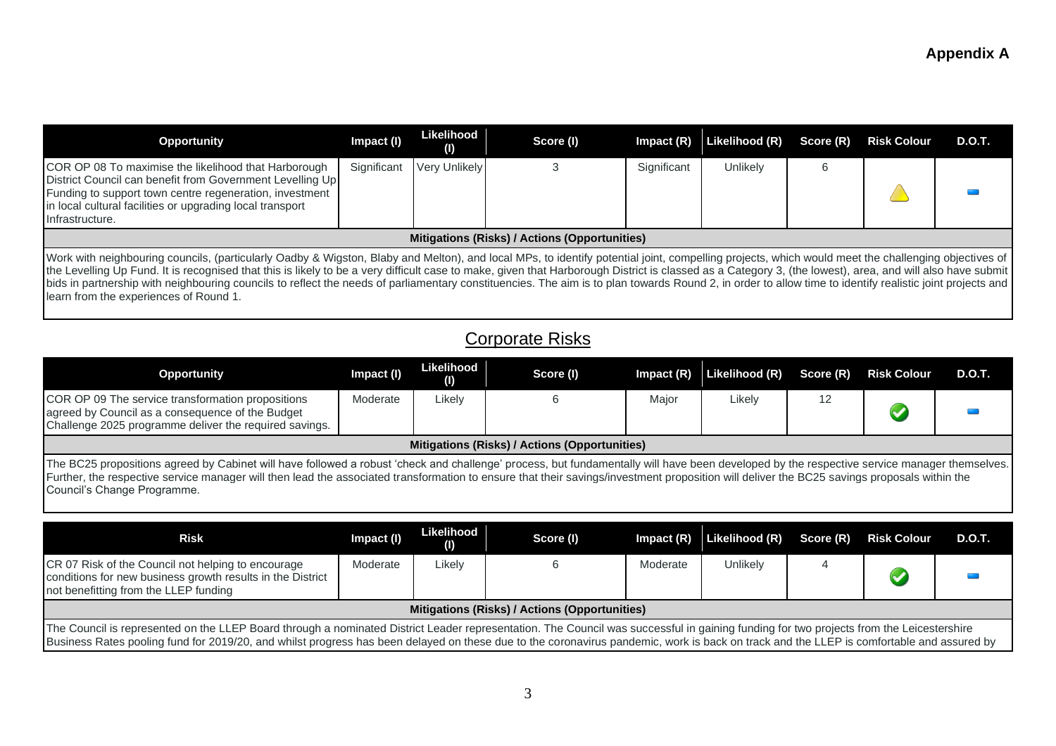## Appendix A

| Opportunity | Impact (I) | Likelihood (I) | Score (I) | Impact (R) | Likelihood (R) | Score (R) | Risk Colour | D.O.T. |
|---|---|---|---|---|---|---|---|---|
| COR OP 08 To maximise the likelihood that Harborough District Council can benefit from Government Levelling Up Funding to support town centre regeneration, investment in local cultural facilities or upgrading local transport Infrastructure. | Significant | Very Unlikely | 3 | Significant | Unlikely | 6 | | |
| **Mitigations (Risks) / Actions (Opportunities)** | | | | | | | | |
| Work with neighbouring councils, (particularly Oadby & Wigston, Blaby and Melton), and local MPs, to identify potential joint, compelling projects, which would meet the challenging objectives of the Levelling Up Fund. It is recognised that this is likely to be a very difficult case to make, given that Harborough District is classed as a Category 3, (the lowest), area, and will also have submit bids in partnership with neighbouring councils to reflect the needs of parliamentary constituencies. The aim is to plan towards Round 2, in order to allow time to identify realistic joint projects and learn from the experiences of Round 1. | | | | | | | | |

## Corporate Risks

| Opportunity | Impact (I) | Likelihood (I) | Score (I) | Impact (R) | Likelihood (R) | Score (R) | Risk Colour | D.O.T. |
|---|---|---|---|---|---|---|---|---|
| COR OP 09 The service transformation propositions agreed by Council as a consequence of the Budget Challenge 2025 programme deliver the required savings. | Moderate | Likely | 6 | Major | Likely | 12 | | |
| **Mitigations (Risks) / Actions (Opportunities)** | | | | | | | | |
| The BC25 propositions agreed by Cabinet will have followed a robust 'check and challenge' process, but fundamentally will have been developed by the respective service manager themselves. Further, the respective service manager will then lead the associated transformation to ensure that their savings/investment proposition will deliver the BC25 savings proposals within the Council's Change Programme. | | | | | | | | |

| Risk | Impact (I) | Likelihood (I) | Score (I) | Impact (R) | Likelihood (R) | Score (R) | Risk Colour | D.O.T. |
|---|---|---|---|---|---|---|---|---|
| CR 07 Risk of the Council not helping to encourage conditions for new business growth results in the District not benefitting from the LLEP funding | Moderate | Likely | 6 | Moderate | Unlikely | 4 | | |
| **Mitigations (Risks) / Actions (Opportunities)** | | | | | | | | |
| The Council is represented on the LLEP Board through a nominated District Leader representation. The Council was successful in gaining funding for two projects from the Leicestershire Business Rates pooling fund for 2019/20, and whilst progress has been delayed on these due to the coronavirus pandemic, work is back on track and the LLEP is comfortable and assured by | | | | | | | | |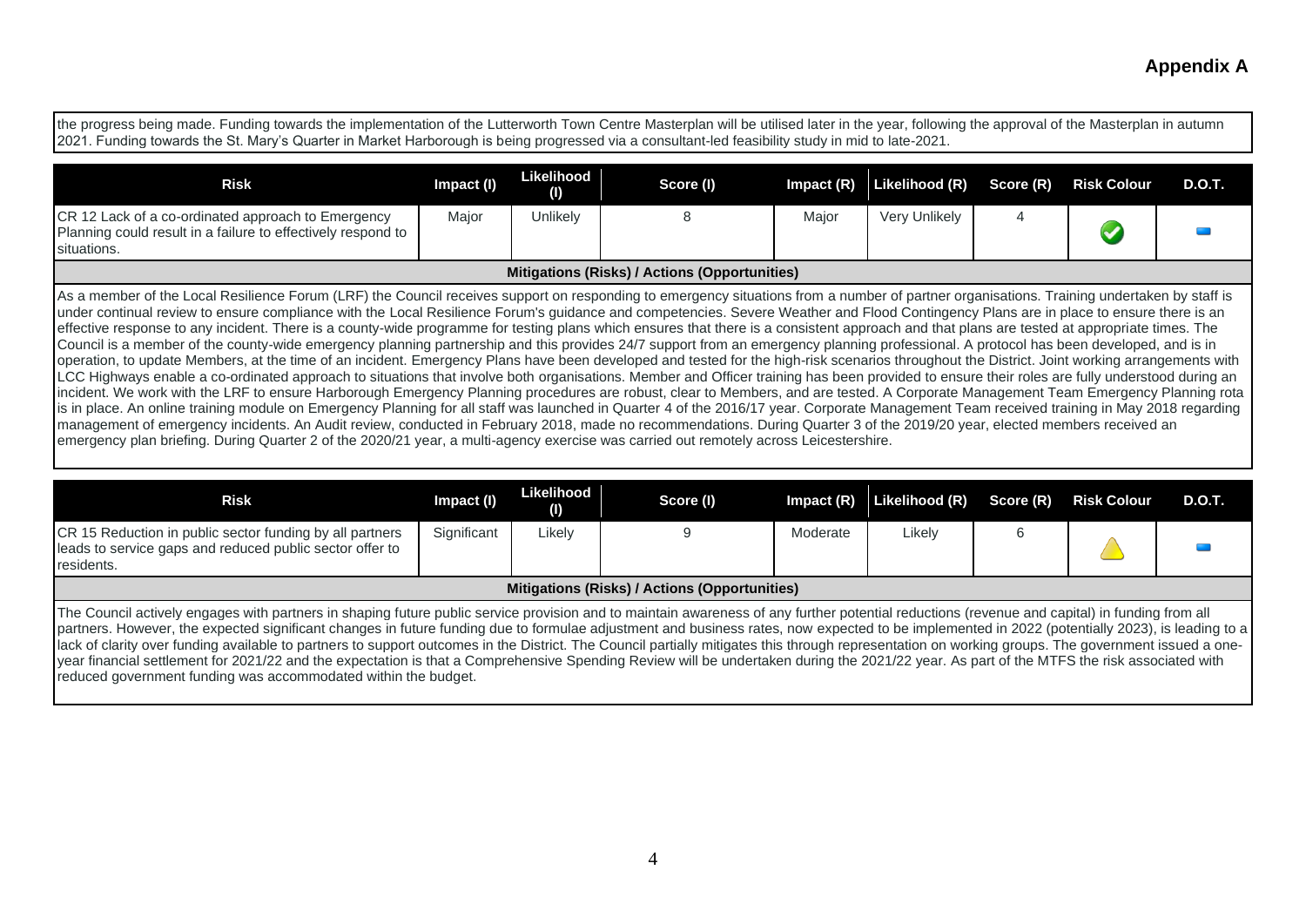**Appendix A**

the progress being made. Funding towards the implementation of the Lutterworth Town Centre Masterplan will be utilised later in the year, following the approval of the Masterplan in autumn 2021. Funding towards the St. Mary's Quarter in Market Harborough is being progressed via a consultant-led feasibility study in mid to late-2021.

| Risk | Impact (I) | Likelihood (I) | Score (I) | Impact (R) | Likelihood (R) | Score (R) | Risk Colour | D.O.T. |
|---|---|---|---|---|---|---|---|---|
| CR 12 Lack of a co-ordinated approach to Emergency Planning could result in a failure to effectively respond to situations. | Major | Unlikely | 8 | Major | Very Unlikely | 4 | | |

**Mitigations (Risks) / Actions (Opportunities)**

As a member of the Local Resilience Forum (LRF) the Council receives support on responding to emergency situations from a number of partner organisations. Training undertaken by staff is under continual review to ensure compliance with the Local Resilience Forum's guidance and competencies. Severe Weather and Flood Contingency Plans are in place to ensure there is an effective response to any incident. There is a county-wide programme for testing plans which ensures that there is a consistent approach and that plans are tested at appropriate times. The Council is a member of the county-wide emergency planning partnership and this provides 24/7 support from an emergency planning professional. A protocol has been developed, and is in operation, to update Members, at the time of an incident. Emergency Plans have been developed and tested for the high-risk scenarios throughout the District. Joint working arrangements with LCC Highways enable a co-ordinated approach to situations that involve both organisations. Member and Officer training has been provided to ensure their roles are fully understood during an incident. We work with the LRF to ensure Harborough Emergency Planning procedures are robust, clear to Members, and are tested. A Corporate Management Team Emergency Planning rota is in place. An online training module on Emergency Planning for all staff was launched in Quarter 4 of the 2016/17 year. Corporate Management Team received training in May 2018 regarding management of emergency incidents. An Audit review, conducted in February 2018, made no recommendations. During Quarter 3 of the 2019/20 year, elected members received an emergency plan briefing. During Quarter 2 of the 2020/21 year, a multi-agency exercise was carried out remotely across Leicestershire.

| Risk | Impact (I) | Likelihood (I) | Score (I) | Impact (R) | Likelihood (R) | Score (R) | Risk Colour | D.O.T. |
|---|---|---|---|---|---|---|---|---|
| CR 15 Reduction in public sector funding by all partners leads to service gaps and reduced public sector offer to residents. | Significant | Likely | 9 | Moderate | Likely | 6 | | |

**Mitigations (Risks) / Actions (Opportunities)**

The Council actively engages with partners in shaping future public service provision and to maintain awareness of any further potential reductions (revenue and capital) in funding from all partners. However, the expected significant changes in future funding due to formulae adjustment and business rates, now expected to be implemented in 2022 (potentially 2023), is leading to a lack of clarity over funding available to partners to support outcomes in the District. The Council partially mitigates this through representation on working groups. The government issued a one-year financial settlement for 2021/22 and the expectation is that a Comprehensive Spending Review will be undertaken during the 2021/22 year. As part of the MTFS the risk associated with reduced government funding was accommodated within the budget.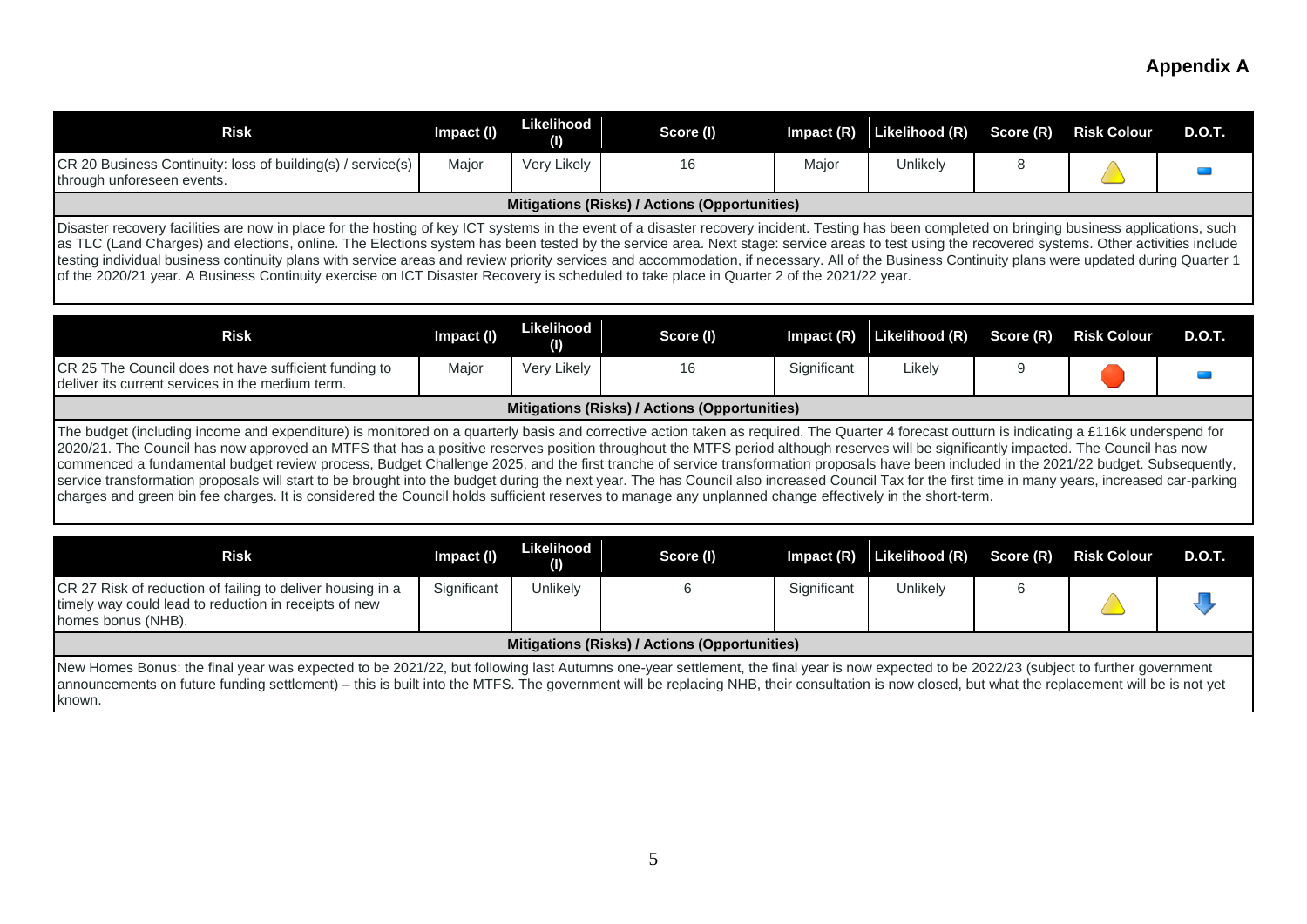## Appendix A

| Risk | Impact (I) | Likelihood (I) | Score (I) | Impact (R) | Likelihood (R) | Score (R) | Risk Colour | D.O.T. |
|---|---|---|---|---|---|---|---|---|
| CR 20 Business Continuity: loss of building(s) / service(s) through unforeseen events. | Major | Very Likely | 16 | Major | Unlikely | 8 | | |

**Mitigations (Risks) / Actions (Opportunities)**

Disaster recovery facilities are now in place for the hosting of key ICT systems in the event of a disaster recovery incident. Testing has been completed on bringing business applications, such as TLC (Land Charges) and elections, online. The Elections system has been tested by the service area. Next stage: service areas to test using the recovered systems. Other activities include testing individual business continuity plans with service areas and review priority services and accommodation, if necessary. All of the Business Continuity plans were updated during Quarter 1 of the 2020/21 year. A Business Continuity exercise on ICT Disaster Recovery is scheduled to take place in Quarter 2 of the 2021/22 year.

| Risk | Impact (I) | Likelihood (I) | Score (I) | Impact (R) | Likelihood (R) | Score (R) | Risk Colour | D.O.T. |
|---|---|---|---|---|---|---|---|---|
| CR 25 The Council does not have sufficient funding to deliver its current services in the medium term. | Major | Very Likely | 16 | Significant | Likely | 9 | | |

**Mitigations (Risks) / Actions (Opportunities)**

The budget (including income and expenditure) is monitored on a quarterly basis and corrective action taken as required. The Quarter 4 forecast outturn is indicating a £116k underspend for 2020/21. The Council has now approved an MTFS that has a positive reserves position throughout the MTFS period although reserves will be significantly impacted. The Council has now commenced a fundamental budget review process, Budget Challenge 2025, and the first tranche of service transformation proposals have been included in the 2021/22 budget. Subsequently, service transformation proposals will start to be brought into the budget during the next year. The has Council also increased Council Tax for the first time in many years, increased car-parking charges and green bin fee charges. It is considered the Council holds sufficient reserves to manage any unplanned change effectively in the short-term.

| Risk | Impact (I) | Likelihood (I) | Score (I) | Impact (R) | Likelihood (R) | Score (R) | Risk Colour | D.O.T. |
|---|---|---|---|---|---|---|---|---|
| CR 27 Risk of reduction of failing to deliver housing in a timely way could lead to reduction in receipts of new homes bonus (NHB). | Significant | Unlikely | 6 | Significant | Unlikely | 6 | | |

**Mitigations (Risks) / Actions (Opportunities)**

New Homes Bonus: the final year was expected to be 2021/22, but following last Autumns one-year settlement, the final year is now expected to be 2022/23 (subject to further government announcements on future funding settlement) – this is built into the MTFS. The government will be replacing NHB, their consultation is now closed, but what the replacement will be is not yet known.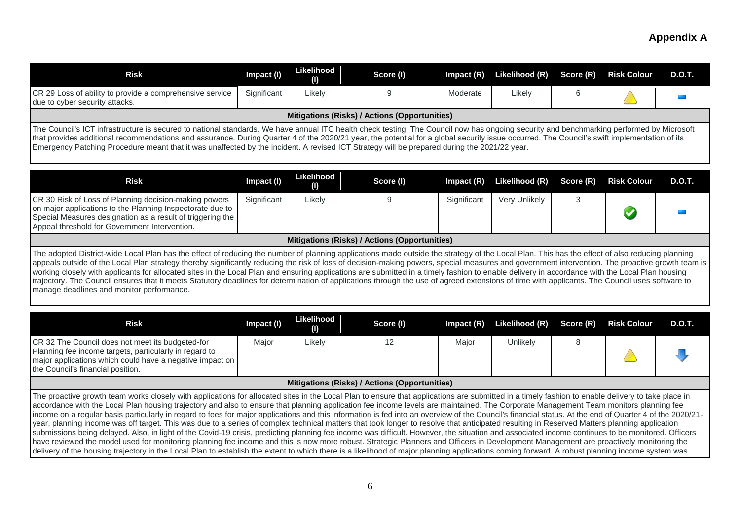## Appendix A

| Risk | Impact (I) | Likelihood (I) | Score (I) | Impact (R) | Likelihood (R) | Score (R) | Risk Colour | D.O.T. |
|---|---|---|---|---|---|---|---|---|
| CR 29 Loss of ability to provide a comprehensive service due to cyber security attacks. | Significant | Likely | 9 | Moderate | Likely | 6 | | |

**Mitigations (Risks) / Actions (Opportunities)**

The Council's ICT infrastructure is secured to national standards. We have annual ITC health check testing. The Council now has ongoing security and benchmarking performed by Microsoft that provides additional recommendations and assurance. During Quarter 4 of the 2020/21 year, the potential for a global security issue occurred. The Council's swift implementation of its Emergency Patching Procedure meant that it was unaffected by the incident. A revised ICT Strategy will be prepared during the 2021/22 year.

| Risk | Impact (I) | Likelihood (I) | Score (I) | Impact (R) | Likelihood (R) | Score (R) | Risk Colour | D.O.T. |
|---|---|---|---|---|---|---|---|---|
| CR 30 Risk of Loss of Planning decision-making powers on major applications to the Planning Inspectorate due to Special Measures designation as a result of triggering the Appeal threshold for Government Intervention. | Significant | Likely | 9 | Significant | Very Unlikely | 3 | | |

**Mitigations (Risks) / Actions (Opportunities)**

The adopted District-wide Local Plan has the effect of reducing the number of planning applications made outside the strategy of the Local Plan. This has the effect of also reducing planning appeals outside of the Local Plan strategy thereby significantly reducing the risk of loss of decision-making powers, special measures and government intervention. The proactive growth team is working closely with applicants for allocated sites in the Local Plan and ensuring applications are submitted in a timely fashion to enable delivery in accordance with the Local Plan housing trajectory. The Council ensures that it meets Statutory deadlines for determination of applications through the use of agreed extensions of time with applicants. The Council uses software to manage deadlines and monitor performance.

| Risk | Impact (I) | Likelihood (I) | Score (I) | Impact (R) | Likelihood (R) | Score (R) | Risk Colour | D.O.T. |
|---|---|---|---|---|---|---|---|---|
| CR 32 The Council does not meet its budgeted-for Planning fee income targets, particularly in regard to major applications which could have a negative impact on the Council's financial position. | Major | Likely | 12 | Major | Unlikely | 8 | | |

**Mitigations (Risks) / Actions (Opportunities)**

The proactive growth team works closely with applications for allocated sites in the Local Plan to ensure that applications are submitted in a timely fashion to enable delivery to take place in accordance with the Local Plan housing trajectory and also to ensure that planning application fee income levels are maintained. The Corporate Management Team monitors planning fee income on a regular basis particularly in regard to fees for major applications and this information is fed into an overview of the Council's financial status. At the end of Quarter 4 of the 2020/21-year, planning income was off target. This was due to a series of complex technical matters that took longer to resolve that anticipated resulting in Reserved Matters planning application submissions being delayed. Also, in light of the Covid-19 crisis, predicting planning fee income was difficult. However, the situation and associated income continues to be monitored. Officers have reviewed the model used for monitoring planning fee income and this is now more robust. Strategic Planners and Officers in Development Management are proactively monitoring the delivery of the housing trajectory in the Local Plan to establish the extent to which there is a likelihood of major planning applications coming forward. A robust planning income system was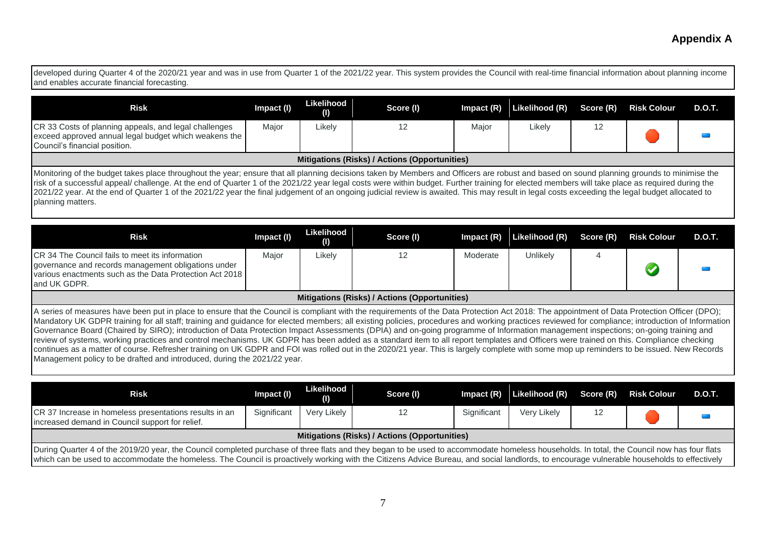**Appendix A**

developed during Quarter 4 of the 2020/21 year and was in use from Quarter 1 of the 2021/22 year. This system provides the Council with real-time financial information about planning income and enables accurate financial forecasting.

| Risk | Impact (I) | Likelihood (I) | Score (I) | Impact (R) | Likelihood (R) | Score (R) | Risk Colour | D.O.T. |
|---|---|---|---|---|---|---|---|---|
| CR 33 Costs of planning appeals, and legal challenges exceed approved annual legal budget which weakens the Council's financial position. | Major | Likely | 12 | Major | Likely | 12 | | |

**Mitigations (Risks) / Actions (Opportunities)**

Monitoring of the budget takes place throughout the year; ensure that all planning decisions taken by Members and Officers are robust and based on sound planning grounds to minimise the risk of a successful appeal/ challenge. At the end of Quarter 1 of the 2021/22 year legal costs were within budget. Further training for elected members will take place as required during the 2021/22 year. At the end of Quarter 1 of the 2021/22 year the final judgement of an ongoing judicial review is awaited. This may result in legal costs exceeding the legal budget allocated to planning matters.

| Risk | Impact (I) | Likelihood (I) | Score (I) | Impact (R) | Likelihood (R) | Score (R) | Risk Colour | D.O.T. |
|---|---|---|---|---|---|---|---|---|
| CR 34 The Council fails to meet its information governance and records management obligations under various enactments such as the Data Protection Act 2018 and UK GDPR. | Major | Likely | 12 | Moderate | Unlikely | 4 | | |

**Mitigations (Risks) / Actions (Opportunities)**

A series of measures have been put in place to ensure that the Council is compliant with the requirements of the Data Protection Act 2018: The appointment of Data Protection Officer (DPO); Mandatory UK GDPR training for all staff; training and guidance for elected members; all existing policies, procedures and working practices reviewed for compliance; introduction of Information Governance Board (Chaired by SIRO); introduction of Data Protection Impact Assessments (DPIA) and on-going programme of Information management inspections; on-going training and review of systems, working practices and control mechanisms. UK GDPR has been added as a standard item to all report templates and Officers were trained on this. Compliance checking continues as a matter of course. Refresher training on UK GDPR and FOI was rolled out in the 2020/21 year. This is largely complete with some mop up reminders to be issued. New Records Management policy to be drafted and introduced, during the 2021/22 year.

| Risk | Impact (I) | Likelihood (I) | Score (I) | Impact (R) | Likelihood (R) | Score (R) | Risk Colour | D.O.T. |
|---|---|---|---|---|---|---|---|---|
| CR 37 Increase in homeless presentations results in an increased demand in Council support for relief. | Significant | Very Likely | 12 | Significant | Very Likely | 12 | | |

**Mitigations (Risks) / Actions (Opportunities)**

During Quarter 4 of the 2019/20 year, the Council completed purchase of three flats and they began to be used to accommodate homeless households. In total, the Council now has four flats which can be used to accommodate the homeless. The Council is proactively working with the Citizens Advice Bureau, and social landlords, to encourage vulnerable households to effectively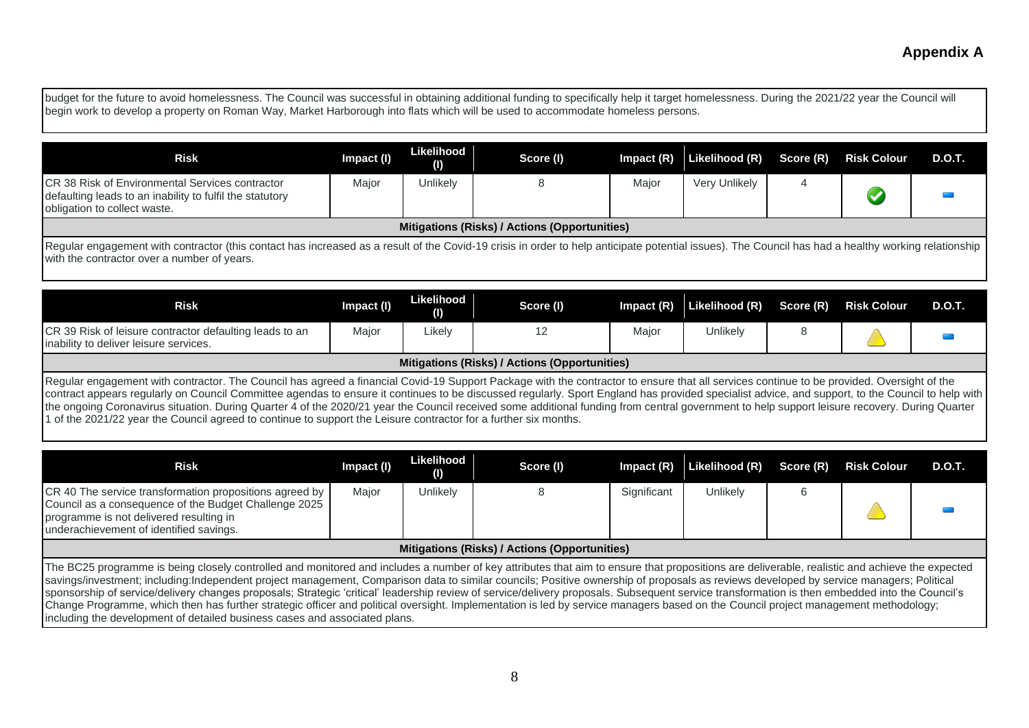budget for the future to avoid homelessness. The Council was successful in obtaining additional funding to specifically help it target homelessness. During the 2021/22 year the Council will begin work to develop a property on Roman Way, Market Harborough into flats which will be used to accommodate homeless persons.

| Risk | Impact (I) | Likelihood (I) | Score (I) | Impact (R) | Likelihood (R) | Score (R) | Risk Colour | D.O.T. |
|---|---|---|---|---|---|---|---|---|
| CR 38 Risk of Environmental Services contractor defaulting leads to an inability to fulfil the statutory obligation to collect waste. | Major | Unlikely | 8 | Major | Very Unlikely | 4 | | |

**Mitigations (Risks) / Actions (Opportunities)**

Regular engagement with contractor (this contact has increased as a result of the Covid-19 crisis in order to help anticipate potential issues). The Council has had a healthy working relationship with the contractor over a number of years.

| Risk | Impact (I) | Likelihood (I) | Score (I) | Impact (R) | Likelihood (R) | Score (R) | Risk Colour | D.O.T. |
|---|---|---|---|---|---|---|---|---|
| CR 39 Risk of leisure contractor defaulting leads to an inability to deliver leisure services. | Major | Likely | 12 | Major | Unlikely | 8 | | |

**Mitigations (Risks) / Actions (Opportunities)**

Regular engagement with contractor. The Council has agreed a financial Covid-19 Support Package with the contractor to ensure that all services continue to be provided. Oversight of the contract appears regularly on Council Committee agendas to ensure it continues to be discussed regularly. Sport England has provided specialist advice, and support, to the Council to help with the ongoing Coronavirus situation. During Quarter 4 of the 2020/21 year the Council received some additional funding from central government to help support leisure recovery. During Quarter 1 of the 2021/22 year the Council agreed to continue to support the Leisure contractor for a further six months.

| Risk | Impact (I) | Likelihood (I) | Score (I) | Impact (R) | Likelihood (R) | Score (R) | Risk Colour | D.O.T. |
|---|---|---|---|---|---|---|---|---|
| CR 40 The service transformation propositions agreed by Council as a consequence of the Budget Challenge 2025 programme is not delivered resulting in underachievement of identified savings. | Major | Unlikely | 8 | Significant | Unlikely | 6 | | |

**Mitigations (Risks) / Actions (Opportunities)**

The BC25 programme is being closely controlled and monitored and includes a number of key attributes that aim to ensure that propositions are deliverable, realistic and achieve the expected savings/investment; including:Independent project management, Comparison data to similar councils; Positive ownership of proposals as reviews developed by service managers; Political sponsorship of service/delivery changes proposals; Strategic 'critical' leadership review of service/delivery proposals. Subsequent service transformation is then embedded into the Council's Change Programme, which then has further strategic officer and political oversight. Implementation is led by service managers based on the Council project management methodology; including the development of detailed business cases and associated plans.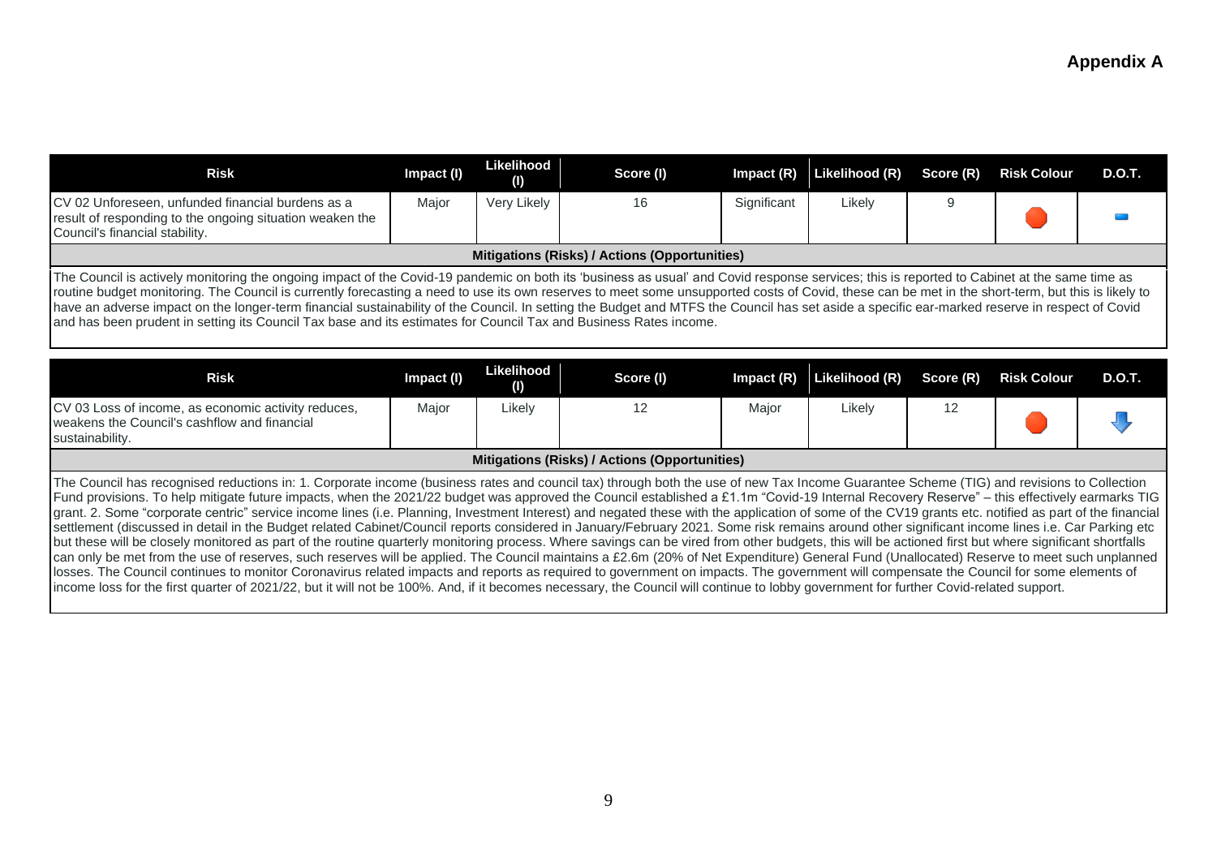**Appendix A**

| Risk | Impact (I) | Likelihood (I) | Score (I) | Impact (R) | Likelihood (R) | Score (R) | Risk Colour | D.O.T. |
|---|---|---|---|---|---|---|---|---|
| CV 02 Unforeseen, unfunded financial burdens as a result of responding to the ongoing situation weaken the Council's financial stability. | Major | Very Likely | 16 | Significant | Likely | 9 | | |

**Mitigations (Risks) / Actions (Opportunities)**

The Council is actively monitoring the ongoing impact of the Covid-19 pandemic on both its 'business as usual' and Covid response services; this is reported to Cabinet at the same time as routine budget monitoring. The Council is currently forecasting a need to use its own reserves to meet some unsupported costs of Covid, these can be met in the short-term, but this is likely to have an adverse impact on the longer-term financial sustainability of the Council. In setting the Budget and MTFS the Council has set aside a specific ear-marked reserve in respect of Covid and has been prudent in setting its Council Tax base and its estimates for Council Tax and Business Rates income.

| Risk | Impact (I) | Likelihood (I) | Score (I) | Impact (R) | Likelihood (R) | Score (R) | Risk Colour | D.O.T. |
|---|---|---|---|---|---|---|---|---|
| CV 03 Loss of income, as economic activity reduces, weakens the Council's cashflow and financial sustainability. | Major | Likely | 12 | Major | Likely | 12 | | |

**Mitigations (Risks) / Actions (Opportunities)**

The Council has recognised reductions in: 1. Corporate income (business rates and council tax) through both the use of new Tax Income Guarantee Scheme (TIG) and revisions to Collection Fund provisions. To help mitigate future impacts, when the 2021/22 budget was approved the Council established a £1.1m "Covid-19 Internal Recovery Reserve" – this effectively earmarks TIG grant. 2. Some "corporate centric" service income lines (i.e. Planning, Investment Interest) and negated these with the application of some of the CV19 grants etc. notified as part of the financial settlement (discussed in detail in the Budget related Cabinet/Council reports considered in January/February 2021. Some risk remains around other significant income lines i.e. Car Parking etc but these will be closely monitored as part of the routine quarterly monitoring process. Where savings can be vired from other budgets, this will be actioned first but where significant shortfalls can only be met from the use of reserves, such reserves will be applied. The Council maintains a £2.6m (20% of Net Expenditure) General Fund (Unallocated) Reserve to meet such unplanned losses. The Council continues to monitor Coronavirus related impacts and reports as required to government on impacts. The government will compensate the Council for some elements of income loss for the first quarter of 2021/22, but it will not be 100%. And, if it becomes necessary, the Council will continue to lobby government for further Covid-related support.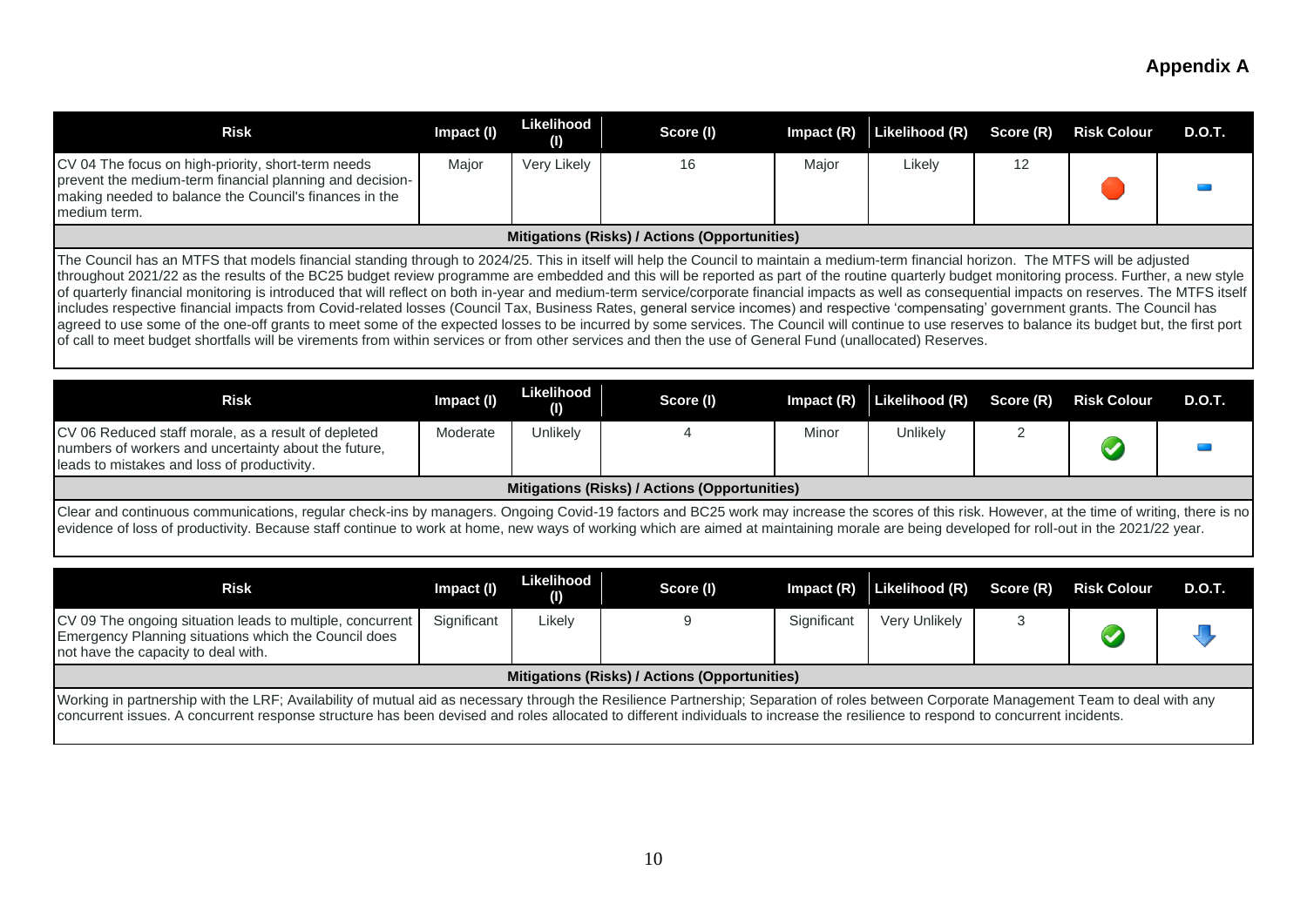## Appendix A

| Risk | Impact (I) | Likelihood (I) | Score (I) | Impact (R) | Likelihood (R) | Score (R) | Risk Colour | D.O.T. |
|---|---|---|---|---|---|---|---|---|
| CV 04 The focus on high-priority, short-term needs prevent the medium-term financial planning and decision-making needed to balance the Council's finances in the medium term. | Major | Very Likely | 16 | Major | Likely | 12 | Red | No change |

**Mitigations (Risks) / Actions (Opportunities)**

The Council has an MTFS that models financial standing through to 2024/25. This in itself will help the Council to maintain a medium-term financial horizon. The MTFS will be adjusted throughout 2021/22 as the results of the BC25 budget review programme are embedded and this will be reported as part of the routine quarterly budget monitoring process. Further, a new style of quarterly financial monitoring is introduced that will reflect on both in-year and medium-term service/corporate financial impacts as well as consequential impacts on reserves. The MTFS itself includes respective financial impacts from Covid-related losses (Council Tax, Business Rates, general service incomes) and respective 'compensating' government grants. The Council has agreed to use some of the one-off grants to meet some of the expected losses to be incurred by some services. The Council will continue to use reserves to balance its budget but, the first port of call to meet budget shortfalls will be virements from within services or from other services and then the use of General Fund (unallocated) Reserves.

| Risk | Impact (I) | Likelihood (I) | Score (I) | Impact (R) | Likelihood (R) | Score (R) | Risk Colour | D.O.T. |
|---|---|---|---|---|---|---|---|---|
| CV 06 Reduced staff morale, as a result of depleted numbers of workers and uncertainty about the future, leads to mistakes and loss of productivity. | Moderate | Unlikely | 4 | Minor | Unlikely | 2 | Green | No change |

**Mitigations (Risks) / Actions (Opportunities)**

Clear and continuous communications, regular check-ins by managers. Ongoing Covid-19 factors and BC25 work may increase the scores of this risk. However, at the time of writing, there is no evidence of loss of productivity. Because staff continue to work at home, new ways of working which are aimed at maintaining morale are being developed for roll-out in the 2021/22 year.

| Risk | Impact (I) | Likelihood (I) | Score (I) | Impact (R) | Likelihood (R) | Score (R) | Risk Colour | D.O.T. |
|---|---|---|---|---|---|---|---|---|
| CV 09 The ongoing situation leads to multiple, concurrent Emergency Planning situations which the Council does not have the capacity to deal with. | Significant | Likely | 9 | Significant | Very Unlikely | 3 | Green | Down |

**Mitigations (Risks) / Actions (Opportunities)**

Working in partnership with the LRF; Availability of mutual aid as necessary through the Resilience Partnership; Separation of roles between Corporate Management Team to deal with any concurrent issues. A concurrent response structure has been devised and roles allocated to different individuals to increase the resilience to respond to concurrent incidents.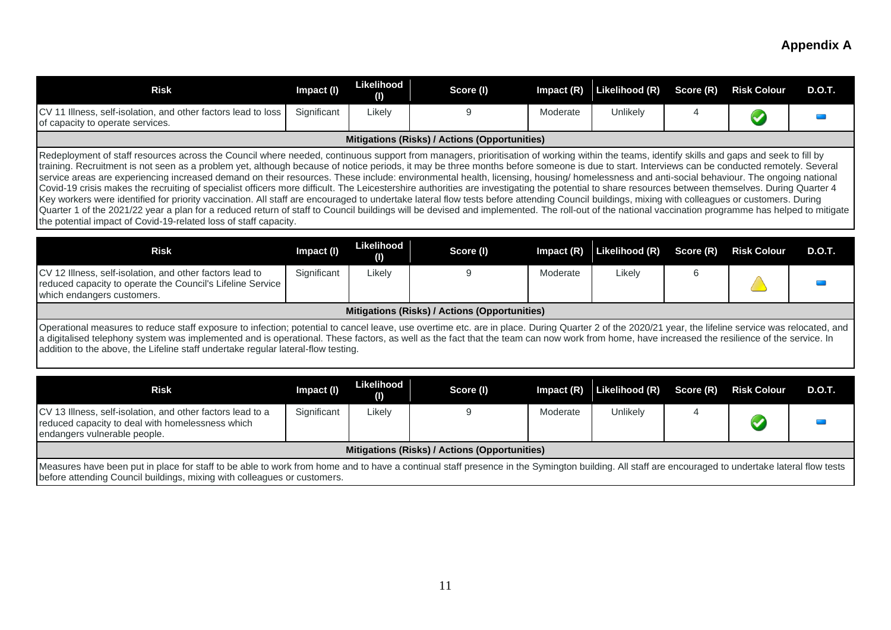**Appendix A**

| Risk | Impact (I) | Likelihood (I) | Score (I) | Impact (R) | Likelihood (R) | Score (R) | Risk Colour | D.O.T. |
|---|---|---|---|---|---|---|---|---|
| CV 11 Illness, self-isolation, and other factors lead to loss of capacity to operate services. | Significant | Likely | 9 | Moderate | Unlikely | 4 | | |
| **Mitigations (Risks) / Actions (Opportunities)** | | | | | | | | |
| Redeployment of staff resources across the Council where needed, continuous support from managers, prioritisation of working within the teams, identify skills and gaps and seek to fill by training. Recruitment is not seen as a problem yet, although because of notice periods, it may be three months before someone is due to start. Interviews can be conducted remotely. Several service areas are experiencing increased demand on their resources. These include: environmental health, licensing, housing/ homelessness and anti-social behaviour. The ongoing national Covid-19 crisis makes the recruiting of specialist officers more difficult. The Leicestershire authorities are investigating the potential to share resources between themselves. During Quarter 4 Key workers were identified for priority vaccination. All staff are encouraged to undertake lateral flow tests before attending Council buildings, mixing with colleagues or customers. During Quarter 1 of the 2021/22 year a plan for a reduced return of staff to Council buildings will be devised and implemented. The roll-out of the national vaccination programme has helped to mitigate the potential impact of Covid-19-related loss of staff capacity. | | | | | | | | |

| Risk | Impact (I) | Likelihood (I) | Score (I) | Impact (R) | Likelihood (R) | Score (R) | Risk Colour | D.O.T. |
|---|---|---|---|---|---|---|---|---|
| CV 12 Illness, self-isolation, and other factors lead to reduced capacity to operate the Council's Lifeline Service which endangers customers. | Significant | Likely | 9 | Moderate | Likely | 6 | | |
| **Mitigations (Risks) / Actions (Opportunities)** | | | | | | | | |
| Operational measures to reduce staff exposure to infection; potential to cancel leave, use overtime etc. are in place. During Quarter 2 of the 2020/21 year, the lifeline service was relocated, and a digitalised telephony system was implemented and is operational. These factors, as well as the fact that the team can now work from home, have increased the resilience of the service. In addition to the above, the Lifeline staff undertake regular lateral-flow testing. | | | | | | | | |

| Risk | Impact (I) | Likelihood (I) | Score (I) | Impact (R) | Likelihood (R) | Score (R) | Risk Colour | D.O.T. |
|---|---|---|---|---|---|---|---|---|
| CV 13 Illness, self-isolation, and other factors lead to a reduced capacity to deal with homelessness which endangers vulnerable people. | Significant | Likely | 9 | Moderate | Unlikely | 4 | | |
| **Mitigations (Risks) / Actions (Opportunities)** | | | | | | | | |
| Measures have been put in place for staff to be able to work from home and to have a continual staff presence in the Symington building. All staff are encouraged to undertake lateral flow tests before attending Council buildings, mixing with colleagues or customers. | | | | | | | | |